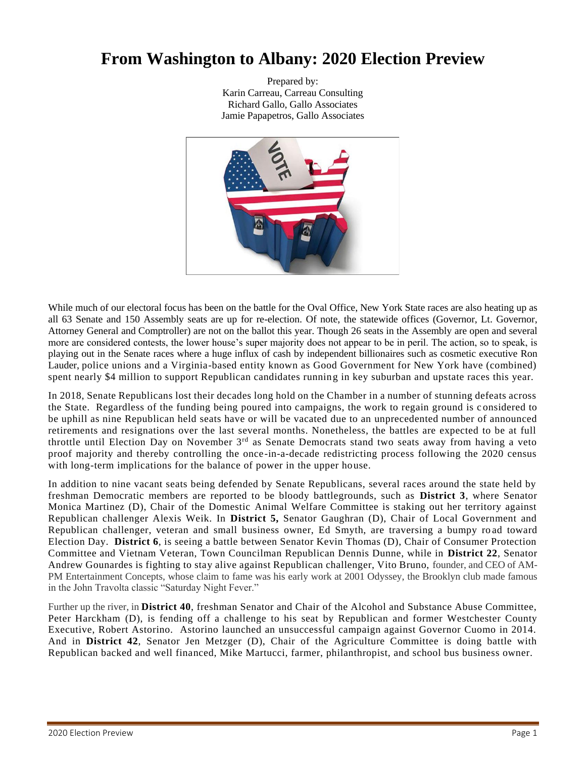// Not inside a code fence - final output:
# From Washington to Albany: 2020 Election Preview

Prepared by:
Karin Carreau, Carreau Consulting
Richard Gallo, Gallo Associates
Jamie Papapetros, Gallo Associates

While much of our electoral focus has been on the battle for the Oval Office, New York State races are also heating up as all 63 Senate and 150 Assembly seats are up for re-election. Of note, the statewide offices (Governor, Lt. Governor, Attorney General and Comptroller) are not on the ballot this year. Though 26 seats in the Assembly are open and several more are considered contests, the lower house's super majority does not appear to be in peril. The action, so to speak, is playing out in the Senate races where a huge influx of cash by independent billionaires such as cosmetic executive Ron Lauder, police unions and a Virginia-based entity known as Good Government for New York have (combined) spent nearly $4 million to support Republican candidates running in key suburban and upstate races this year.

In 2018, Senate Republicans lost their decades long hold on the Chamber in a number of stunning defeats across the State. Regardless of the funding being poured into campaigns, the work to regain ground is considered to be uphill as nine Republican held seats have or will be vacated due to an unprecedented number of announced retirements and resignations over the last several months. Nonetheless, the battles are expected to be at full throttle until Election Day on November 3rd as Senate Democrats stand two seats away from having a veto proof majority and thereby controlling the once-in-a-decade redistricting process following the 2020 census with long-term implications for the balance of power in the upper house.

In addition to nine vacant seats being defended by Senate Republicans, several races around the state held by freshman Democratic members are reported to be bloody battlegrounds, such as **District 3**, where Senator Monica Martinez (D), Chair of the Domestic Animal Welfare Committee is staking out her territory against Republican challenger Alexis Weik. In **District 5,** Senator Gaughran (D), Chair of Local Government and Republican challenger, veteran and small business owner, Ed Smyth, are traversing a bumpy road toward Election Day. **District 6**, is seeing a battle between Senator Kevin Thomas (D), Chair of Consumer Protection Committee and Vietnam Veteran, Town Councilman Republican Dennis Dunne, while in **District 22**, Senator Andrew Gounardes is fighting to stay alive against Republican challenger, Vito Bruno, founder, and CEO of AM-PM Entertainment Concepts, whose claim to fame was his early work at 2001 Odyssey, the Brooklyn club made famous in the John Travolta classic "Saturday Night Fever."

Further up the river, in **District 40**, freshman Senator and Chair of the Alcohol and Substance Abuse Committee, Peter Harckham (D), is fending off a challenge to his seat by Republican and former Westchester County Executive, Robert Astorino. Astorino launched an unsuccessful campaign against Governor Cuomo in 2014. And in **District 42**, Senator Jen Metzger (D), Chair of the Agriculture Committee is doing battle with Republican backed and well financed, Mike Martucci, farmer, philanthropist, and school bus business owner.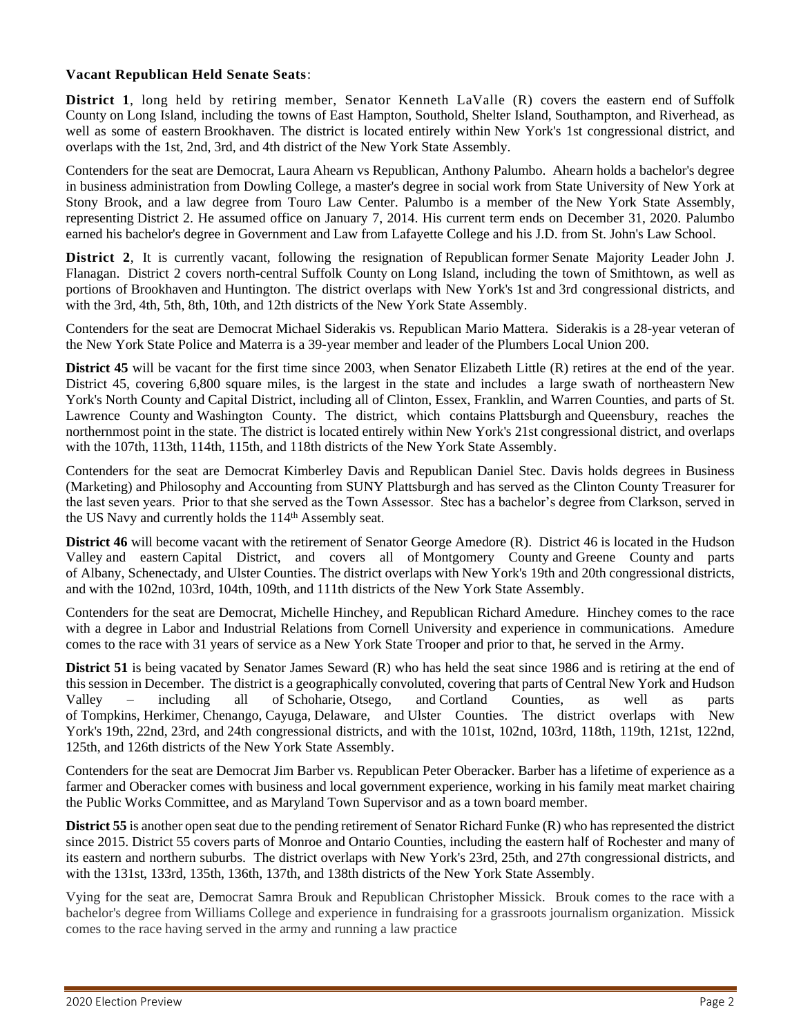**Vacant Republican Held Senate Seats**:

**District 1**, long held by retiring member, Senator Kenneth LaValle (R) covers the eastern end of Suffolk County on Long Island, including the towns of East Hampton, Southold, Shelter Island, Southampton, and Riverhead, as well as some of eastern Brookhaven. The district is located entirely within New York's 1st congressional district, and overlaps with the 1st, 2nd, 3rd, and 4th district of the New York State Assembly.

Contenders for the seat are Democrat, Laura Ahearn vs Republican, Anthony Palumbo. Ahearn holds a bachelor's degree in business administration from Dowling College, a master's degree in social work from State University of New York at Stony Brook, and a law degree from Touro Law Center. Palumbo is a member of the New York State Assembly, representing District 2. He assumed office on January 7, 2014. His current term ends on December 31, 2020. Palumbo earned his bachelor's degree in Government and Law from Lafayette College and his J.D. from St. John's Law School.

**District 2**, It is currently vacant, following the resignation of Republican former Senate Majority Leader John J. Flanagan. District 2 covers north-central Suffolk County on Long Island, including the town of Smithtown, as well as portions of Brookhaven and Huntington. The district overlaps with New York's 1st and 3rd congressional districts, and with the 3rd, 4th, 5th, 8th, 10th, and 12th districts of the New York State Assembly.

Contenders for the seat are Democrat Michael Siderakis vs. Republican Mario Mattera. Siderakis is a 28-year veteran of the New York State Police and Materra is a 39-year member and leader of the Plumbers Local Union 200.

**District 45** will be vacant for the first time since 2003, when Senator Elizabeth Little (R) retires at the end of the year. District 45, covering 6,800 square miles, is the largest in the state and includes a large swath of northeastern New York's North County and Capital District, including all of Clinton, Essex, Franklin, and Warren Counties, and parts of St. Lawrence County and Washington County. The district, which contains Plattsburgh and Queensbury, reaches the northernmost point in the state. The district is located entirely within New York's 21st congressional district, and overlaps with the 107th, 113th, 114th, 115th, and 118th districts of the New York State Assembly.

Contenders for the seat are Democrat Kimberley Davis and Republican Daniel Stec. Davis holds degrees in Business (Marketing) and Philosophy and Accounting from SUNY Plattsburgh and has served as the Clinton County Treasurer for the last seven years. Prior to that she served as the Town Assessor. Stec has a bachelor's degree from Clarkson, served in the US Navy and currently holds the 114th Assembly seat.

**District 46** will become vacant with the retirement of Senator George Amedore (R). District 46 is located in the Hudson Valley and eastern Capital District, and covers all of Montgomery County and Greene County and parts of Albany, Schenectady, and Ulster Counties. The district overlaps with New York's 19th and 20th congressional districts, and with the 102nd, 103rd, 104th, 109th, and 111th districts of the New York State Assembly.

Contenders for the seat are Democrat, Michelle Hinchey, and Republican Richard Amedure. Hinchey comes to the race with a degree in Labor and Industrial Relations from Cornell University and experience in communications. Amedure comes to the race with 31 years of service as a New York State Trooper and prior to that, he served in the Army.

**District 51** is being vacated by Senator James Seward (R) who has held the seat since 1986 and is retiring at the end of this session in December. The district is a geographically convoluted, covering that parts of Central New York and Hudson Valley – including all of Schoharie, Otsego, and Cortland Counties, as well as parts of Tompkins, Herkimer, Chenango, Cayuga, Delaware, and Ulster Counties. The district overlaps with New York's 19th, 22nd, 23rd, and 24th congressional districts, and with the 101st, 102nd, 103rd, 118th, 119th, 121st, 122nd, 125th, and 126th districts of the New York State Assembly.

Contenders for the seat are Democrat Jim Barber vs. Republican Peter Oberacker. Barber has a lifetime of experience as a farmer and Oberacker comes with business and local government experience, working in his family meat market chairing the Public Works Committee, and as Maryland Town Supervisor and as a town board member.

**District 55** is another open seat due to the pending retirement of Senator Richard Funke (R) who has represented the district since 2015. District 55 covers parts of Monroe and Ontario Counties, including the eastern half of Rochester and many of its eastern and northern suburbs. The district overlaps with New York's 23rd, 25th, and 27th congressional districts, and with the 131st, 133rd, 135th, 136th, 137th, and 138th districts of the New York State Assembly.

Vying for the seat are, Democrat Samra Brouk and Republican Christopher Missick. Brouk comes to the race with a bachelor's degree from Williams College and experience in fundraising for a grassroots journalism organization. Missick comes to the race having served in the army and running a law practice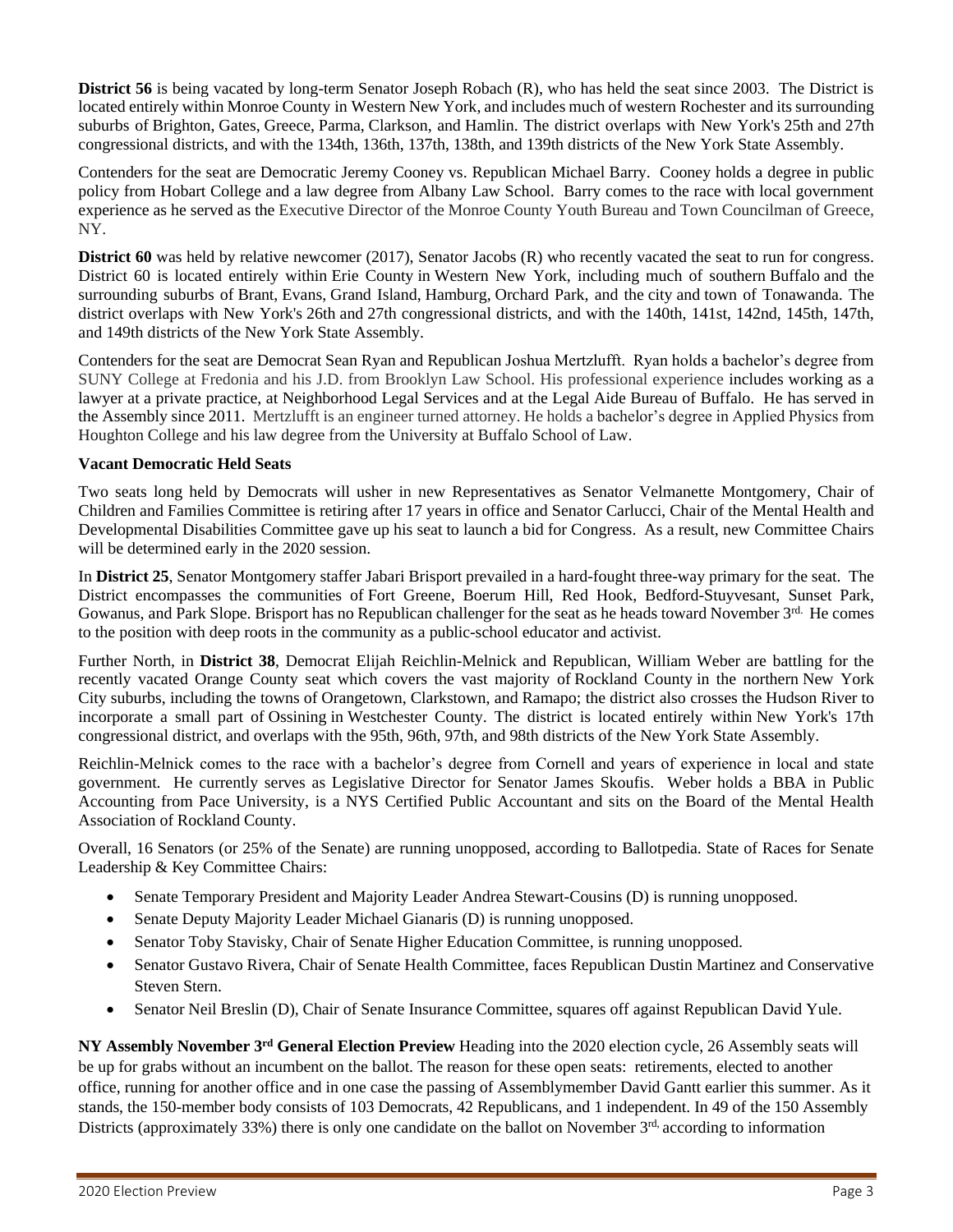**District 56** is being vacated by long-term Senator Joseph Robach (R), who has held the seat since 2003. The District is located entirely within Monroe County in Western New York, and includes much of western Rochester and its surrounding suburbs of Brighton, Gates, Greece, Parma, Clarkson, and Hamlin. The district overlaps with New York's 25th and 27th congressional districts, and with the 134th, 136th, 137th, 138th, and 139th districts of the New York State Assembly.

Contenders for the seat are Democratic Jeremy Cooney vs. Republican Michael Barry. Cooney holds a degree in public policy from Hobart College and a law degree from Albany Law School. Barry comes to the race with local government experience as he served as the Executive Director of the Monroe County Youth Bureau and Town Councilman of Greece, NY.

**District 60** was held by relative newcomer (2017), Senator Jacobs (R) who recently vacated the seat to run for congress. District 60 is located entirely within Erie County in Western New York, including much of southern Buffalo and the surrounding suburbs of Brant, Evans, Grand Island, Hamburg, Orchard Park, and the city and town of Tonawanda. The district overlaps with New York's 26th and 27th congressional districts, and with the 140th, 141st, 142nd, 145th, 147th, and 149th districts of the New York State Assembly.

Contenders for the seat are Democrat Sean Ryan and Republican Joshua Mertzlufft. Ryan holds a bachelor's degree from SUNY College at Fredonia and his J.D. from Brooklyn Law School. His professional experience includes working as a lawyer at a private practice, at Neighborhood Legal Services and at the Legal Aide Bureau of Buffalo. He has served in the Assembly since 2011. Mertzlufft is an engineer turned attorney. He holds a bachelor's degree in Applied Physics from Houghton College and his law degree from the University at Buffalo School of Law.

**Vacant Democratic Held Seats**

Two seats long held by Democrats will usher in new Representatives as Senator Velmanette Montgomery, Chair of Children and Families Committee is retiring after 17 years in office and Senator Carlucci, Chair of the Mental Health and Developmental Disabilities Committee gave up his seat to launch a bid for Congress. As a result, new Committee Chairs will be determined early in the 2020 session.

In **District 25**, Senator Montgomery staffer Jabari Brisport prevailed in a hard-fought three-way primary for the seat. The District encompasses the communities of Fort Greene, Boerum Hill, Red Hook, Bedford-Stuyvesant, Sunset Park, Gowanus, and Park Slope. Brisport has no Republican challenger for the seat as he heads toward November 3rd. He comes to the position with deep roots in the community as a public-school educator and activist.

Further North, in **District 38**, Democrat Elijah Reichlin-Melnick and Republican, William Weber are battling for the recently vacated Orange County seat which covers the vast majority of Rockland County in the northern New York City suburbs, including the towns of Orangetown, Clarkstown, and Ramapo; the district also crosses the Hudson River to incorporate a small part of Ossining in Westchester County. The district is located entirely within New York's 17th congressional district, and overlaps with the 95th, 96th, 97th, and 98th districts of the New York State Assembly.

Reichlin-Melnick comes to the race with a bachelor's degree from Cornell and years of experience in local and state government. He currently serves as Legislative Director for Senator James Skoufis. Weber holds a BBA in Public Accounting from Pace University, is a NYS Certified Public Accountant and sits on the Board of the Mental Health Association of Rockland County.

Overall, 16 Senators (or 25% of the Senate) are running unopposed, according to Ballotpedia. State of Races for Senate Leadership & Key Committee Chairs:

- Senate Temporary President and Majority Leader Andrea Stewart-Cousins (D) is running unopposed.
- Senate Deputy Majority Leader Michael Gianaris (D) is running unopposed.
- Senator Toby Stavisky, Chair of Senate Higher Education Committee, is running unopposed.
- Senator Gustavo Rivera, Chair of Senate Health Committee, faces Republican Dustin Martinez and Conservative Steven Stern.
- Senator Neil Breslin (D), Chair of Senate Insurance Committee, squares off against Republican David Yule.

**NY Assembly November 3rd General Election Preview** Heading into the 2020 election cycle, 26 Assembly seats will be up for grabs without an incumbent on the ballot. The reason for these open seats: retirements, elected to another office, running for another office and in one case the passing of Assemblymember David Gantt earlier this summer. As it stands, the 150-member body consists of 103 Democrats, 42 Republicans, and 1 independent. In 49 of the 150 Assembly Districts (approximately 33%) there is only one candidate on the ballot on November 3rd, according to information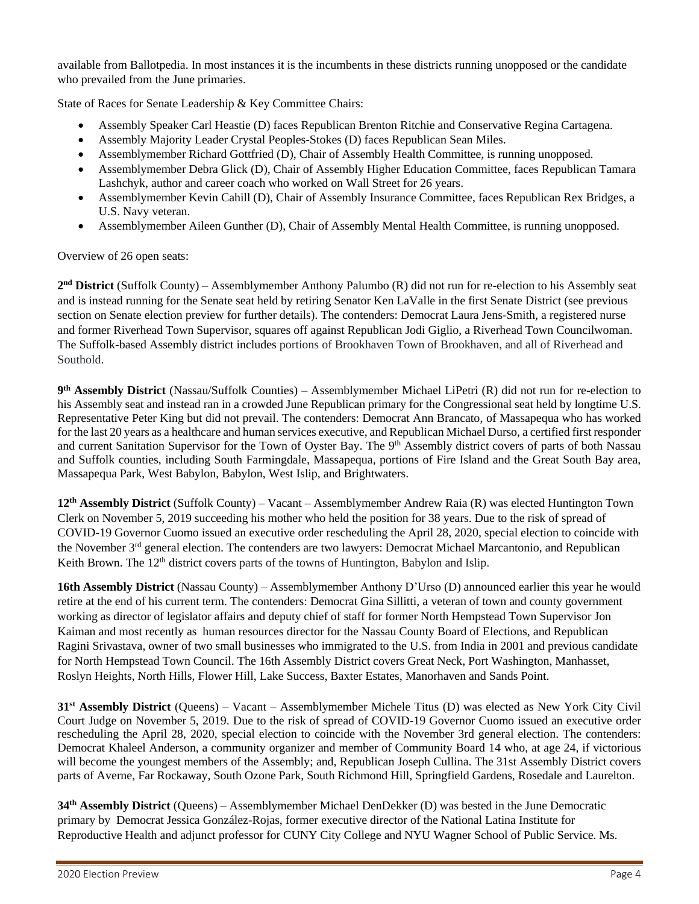available from Ballotpedia. In most instances it is the incumbents in these districts running unopposed or the candidate who prevailed from the June primaries.

State of Races for Senate Leadership & Key Committee Chairs:

- Assembly Speaker Carl Heastie (D) faces Republican Brenton Ritchie and Conservative Regina Cartagena.
- Assembly Majority Leader Crystal Peoples-Stokes (D) faces Republican Sean Miles.
- Assemblymember Richard Gottfried (D), Chair of Assembly Health Committee, is running unopposed.
- Assemblymember Debra Glick (D), Chair of Assembly Higher Education Committee, faces Republican Tamara Lashchyk, author and career coach who worked on Wall Street for 26 years.
- Assemblymember Kevin Cahill (D), Chair of Assembly Insurance Committee, faces Republican Rex Bridges, a U.S. Navy veteran.
- Assemblymember Aileen Gunther (D), Chair of Assembly Mental Health Committee, is running unopposed.

Overview of 26 open seats:

**2nd District** (Suffolk County) – Assemblymember Anthony Palumbo (R) did not run for re-election to his Assembly seat and is instead running for the Senate seat held by retiring Senator Ken LaValle in the first Senate District (see previous section on Senate election preview for further details). The contenders: Democrat Laura Jens-Smith, a registered nurse and former Riverhead Town Supervisor, squares off against Republican Jodi Giglio, a Riverhead Town Councilwoman. The Suffolk-based Assembly district includes portions of Brookhaven Town of Brookhaven, and all of Riverhead and Southold.

**9th Assembly District** (Nassau/Suffolk Counties) – Assemblymember Michael LiPetri (R) did not run for re-election to his Assembly seat and instead ran in a crowded June Republican primary for the Congressional seat held by longtime U.S. Representative Peter King but did not prevail. The contenders: Democrat Ann Brancato, of Massapequa who has worked for the last 20 years as a healthcare and human services executive, and Republican Michael Durso, a certified first responder and current Sanitation Supervisor for the Town of Oyster Bay. The 9th Assembly district covers of parts of both Nassau and Suffolk counties, including South Farmingdale, Massapequa, portions of Fire Island and the Great South Bay area, Massapequa Park, West Babylon, Babylon, West Islip, and Brightwaters.

**12th Assembly District** (Suffolk County) – Vacant – Assemblymember Andrew Raia (R) was elected Huntington Town Clerk on November 5, 2019 succeeding his mother who held the position for 38 years. Due to the risk of spread of COVID-19 Governor Cuomo issued an executive order rescheduling the April 28, 2020, special election to coincide with the November 3rd general election. The contenders are two lawyers: Democrat Michael Marcantonio, and Republican Keith Brown. The 12th district covers parts of the towns of Huntington, Babylon and Islip.

**16th Assembly District** (Nassau County) – Assemblymember Anthony D'Urso (D) announced earlier this year he would retire at the end of his current term. The contenders: Democrat Gina Sillitti, a veteran of town and county government working as director of legislator affairs and deputy chief of staff for former North Hempstead Town Supervisor Jon Kaiman and most recently as human resources director for the Nassau County Board of Elections, and Republican Ragini Srivastava, owner of two small businesses who immigrated to the U.S. from India in 2001 and previous candidate for North Hempstead Town Council. The 16th Assembly District covers Great Neck, Port Washington, Manhasset, Roslyn Heights, North Hills, Flower Hill, Lake Success, Baxter Estates, Manorhaven and Sands Point.

**31st Assembly District** (Queens) – Vacant – Assemblymember Michele Titus (D) was elected as New York City Civil Court Judge on November 5, 2019. Due to the risk of spread of COVID-19 Governor Cuomo issued an executive order rescheduling the April 28, 2020, special election to coincide with the November 3rd general election. The contenders: Democrat Khaleel Anderson, a community organizer and member of Community Board 14 who, at age 24, if victorious will become the youngest members of the Assembly; and, Republican Joseph Cullina. The 31st Assembly District covers parts of Averne, Far Rockaway, South Ozone Park, South Richmond Hill, Springfield Gardens, Rosedale and Laurelton.

**34th Assembly District** (Queens) – Assemblymember Michael DenDekker (D) was bested in the June Democratic primary by Democrat Jessica González-Rojas, former executive director of the National Latina Institute for Reproductive Health and adjunct professor for CUNY City College and NYU Wagner School of Public Service. Ms.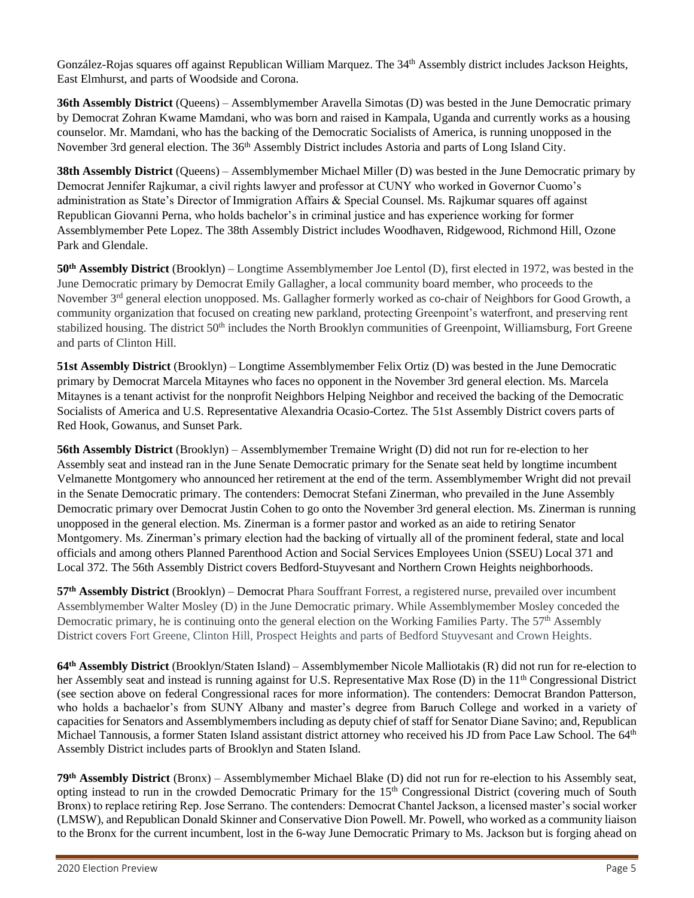González-Rojas squares off against Republican William Marquez. The 34th Assembly district includes Jackson Heights, East Elmhurst, and parts of Woodside and Corona.

**36th Assembly District** (Queens) – Assemblymember Aravella Simotas (D) was bested in the June Democratic primary by Democrat Zohran Kwame Mamdani, who was born and raised in Kampala, Uganda and currently works as a housing counselor. Mr. Mamdani, who has the backing of the Democratic Socialists of America, is running unopposed in the November 3rd general election. The 36th Assembly District includes Astoria and parts of Long Island City.

**38th Assembly District** (Queens) – Assemblymember Michael Miller (D) was bested in the June Democratic primary by Democrat Jennifer Rajkumar, a civil rights lawyer and professor at CUNY who worked in Governor Cuomo's administration as State's Director of Immigration Affairs & Special Counsel. Ms. Rajkumar squares off against Republican Giovanni Perna, who holds bachelor's in criminal justice and has experience working for former Assemblymember Pete Lopez. The 38th Assembly District includes Woodhaven, Ridgewood, Richmond Hill, Ozone Park and Glendale.

**50th Assembly District** (Brooklyn) – Longtime Assemblymember Joe Lentol (D), first elected in 1972, was bested in the June Democratic primary by Democrat Emily Gallagher, a local community board member, who proceeds to the November 3rd general election unopposed. Ms. Gallagher formerly worked as co-chair of Neighbors for Good Growth, a community organization that focused on creating new parkland, protecting Greenpoint's waterfront, and preserving rent stabilized housing. The district 50th includes the North Brooklyn communities of Greenpoint, Williamsburg, Fort Greene and parts of Clinton Hill.

**51st Assembly District** (Brooklyn) – Longtime Assemblymember Felix Ortiz (D) was bested in the June Democratic primary by Democrat Marcela Mitaynes who faces no opponent in the November 3rd general election. Ms. Marcela Mitaynes is a tenant activist for the nonprofit Neighbors Helping Neighbor and received the backing of the Democratic Socialists of America and U.S. Representative Alexandria Ocasio-Cortez. The 51st Assembly District covers parts of Red Hook, Gowanus, and Sunset Park.

**56th Assembly District** (Brooklyn) – Assemblymember Tremaine Wright (D) did not run for re-election to her Assembly seat and instead ran in the June Senate Democratic primary for the Senate seat held by longtime incumbent Velmanette Montgomery who announced her retirement at the end of the term. Assemblymember Wright did not prevail in the Senate Democratic primary. The contenders: Democrat Stefani Zinerman, who prevailed in the June Assembly Democratic primary over Democrat Justin Cohen to go onto the November 3rd general election. Ms. Zinerman is running unopposed in the general election. Ms. Zinerman is a former pastor and worked as an aide to retiring Senator Montgomery. Ms. Zinerman's primary election had the backing of virtually all of the prominent federal, state and local officials and among others Planned Parenthood Action and Social Services Employees Union (SSEU) Local 371 and Local 372. The 56th Assembly District covers Bedford-Stuyvesant and Northern Crown Heights neighborhoods.

**57th Assembly District** (Brooklyn) – Democrat Phara Souffrant Forrest, a registered nurse, prevailed over incumbent Assemblymember Walter Mosley (D) in the June Democratic primary. While Assemblymember Mosley conceded the Democratic primary, he is continuing onto the general election on the Working Families Party. The 57th Assembly District covers Fort Greene, Clinton Hill, Prospect Heights and parts of Bedford Stuyvesant and Crown Heights.

**64th Assembly District** (Brooklyn/Staten Island) – Assemblymember Nicole Malliotakis (R) did not run for re-election to her Assembly seat and instead is running against for U.S. Representative Max Rose (D) in the 11th Congressional District (see section above on federal Congressional races for more information). The contenders: Democrat Brandon Patterson, who holds a bachaelor's from SUNY Albany and master's degree from Baruch College and worked in a variety of capacities for Senators and Assemblymembers including as deputy chief of staff for Senator Diane Savino; and, Republican Michael Tannousis, a former Staten Island assistant district attorney who received his JD from Pace Law School. The 64th Assembly District includes parts of Brooklyn and Staten Island.

**79th Assembly District** (Bronx) – Assemblymember Michael Blake (D) did not run for re-election to his Assembly seat, opting instead to run in the crowded Democratic Primary for the 15th Congressional District (covering much of South Bronx) to replace retiring Rep. Jose Serrano. The contenders: Democrat Chantel Jackson, a licensed master's social worker (LMSW), and Republican Donald Skinner and Conservative Dion Powell. Mr. Powell, who worked as a community liaison to the Bronx for the current incumbent, lost in the 6-way June Democratic Primary to Ms. Jackson but is forging ahead on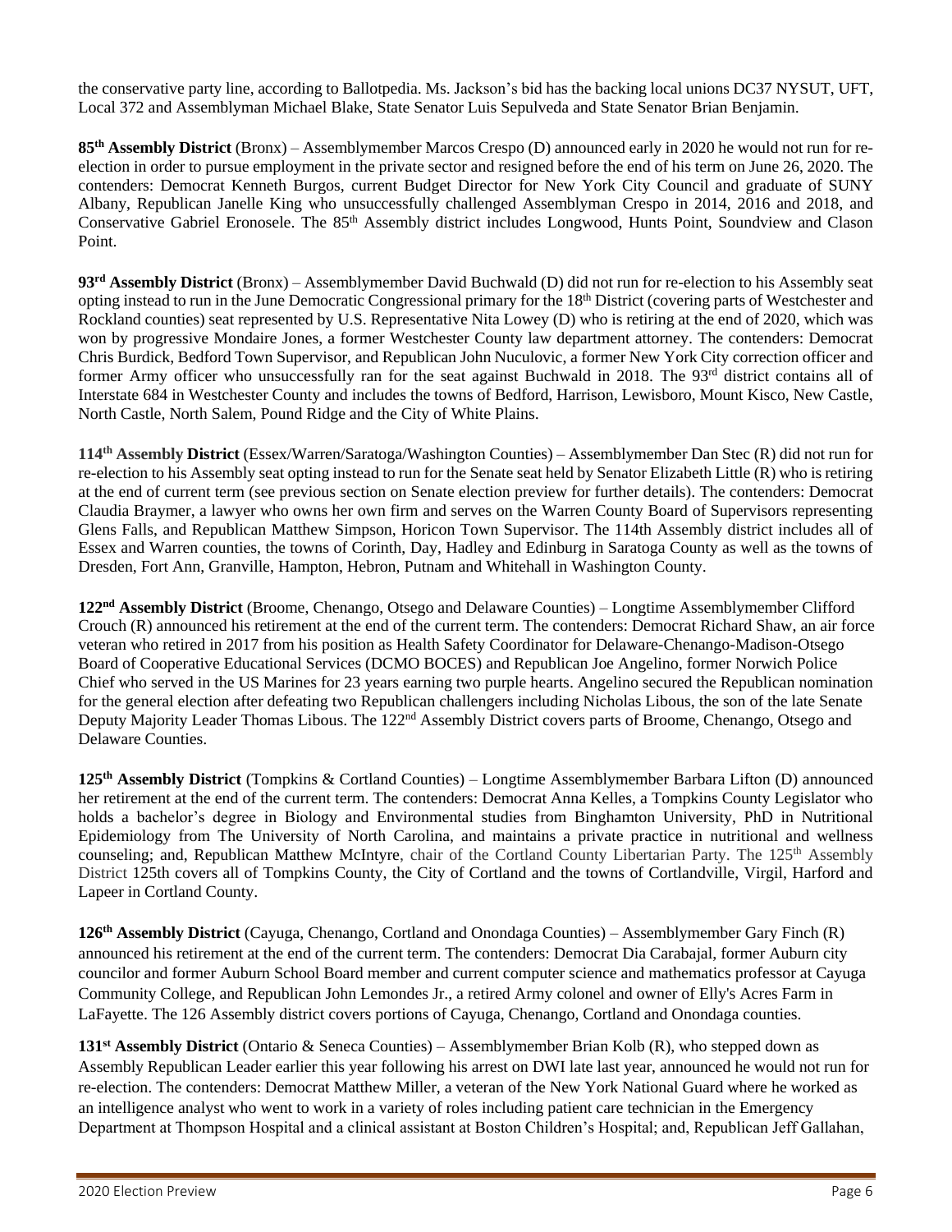the conservative party line, according to Ballotpedia. Ms. Jackson's bid has the backing local unions DC37 NYSUT, UFT, Local 372 and Assemblyman Michael Blake, State Senator Luis Sepulveda and State Senator Brian Benjamin.

**85th Assembly District** (Bronx) – Assemblymember Marcos Crespo (D) announced early in 2020 he would not run for re-election in order to pursue employment in the private sector and resigned before the end of his term on June 26, 2020. The contenders: Democrat Kenneth Burgos, current Budget Director for New York City Council and graduate of SUNY Albany, Republican Janelle King who unsuccessfully challenged Assemblyman Crespo in 2014, 2016 and 2018, and Conservative Gabriel Eronosele. The 85th Assembly district includes Longwood, Hunts Point, Soundview and Clason Point.

**93rd Assembly District** (Bronx) – Assemblymember David Buchwald (D) did not run for re-election to his Assembly seat opting instead to run in the June Democratic Congressional primary for the 18th District (covering parts of Westchester and Rockland counties) seat represented by U.S. Representative Nita Lowey (D) who is retiring at the end of 2020, which was won by progressive Mondaire Jones, a former Westchester County law department attorney. The contenders: Democrat Chris Burdick, Bedford Town Supervisor, and Republican John Nuculovic, a former New York City correction officer and former Army officer who unsuccessfully ran for the seat against Buchwald in 2018. The 93rd district contains all of Interstate 684 in Westchester County and includes the towns of Bedford, Harrison, Lewisboro, Mount Kisco, New Castle, North Castle, North Salem, Pound Ridge and the City of White Plains.

**114th Assembly District** (Essex/Warren/Saratoga/Washington Counties) – Assemblymember Dan Stec (R) did not run for re-election to his Assembly seat opting instead to run for the Senate seat held by Senator Elizabeth Little (R) who is retiring at the end of current term (see previous section on Senate election preview for further details). The contenders: Democrat Claudia Braymer, a lawyer who owns her own firm and serves on the Warren County Board of Supervisors representing Glens Falls, and Republican Matthew Simpson, Horicon Town Supervisor. The 114th Assembly district includes all of Essex and Warren counties, the towns of Corinth, Day, Hadley and Edinburg in Saratoga County as well as the towns of Dresden, Fort Ann, Granville, Hampton, Hebron, Putnam and Whitehall in Washington County.

**122nd Assembly District** (Broome, Chenango, Otsego and Delaware Counties) – Longtime Assemblymember Clifford Crouch (R) announced his retirement at the end of the current term. The contenders: Democrat Richard Shaw, an air force veteran who retired in 2017 from his position as Health Safety Coordinator for Delaware-Chenango-Madison-Otsego Board of Cooperative Educational Services (DCMO BOCES) and Republican Joe Angelino, former Norwich Police Chief who served in the US Marines for 23 years earning two purple hearts. Angelino secured the Republican nomination for the general election after defeating two Republican challengers including Nicholas Libous, the son of the late Senate Deputy Majority Leader Thomas Libous. The 122nd Assembly District covers parts of Broome, Chenango, Otsego and Delaware Counties.

**125th Assembly District** (Tompkins & Cortland Counties) – Longtime Assemblymember Barbara Lifton (D) announced her retirement at the end of the current term. The contenders: Democrat Anna Kelles, a Tompkins County Legislator who holds a bachelor's degree in Biology and Environmental studies from Binghamton University, PhD in Nutritional Epidemiology from The University of North Carolina, and maintains a private practice in nutritional and wellness counseling; and, Republican Matthew McIntyre, chair of the Cortland County Libertarian Party. The 125th Assembly District 125th covers all of Tompkins County, the City of Cortland and the towns of Cortlandville, Virgil, Harford and Lapeer in Cortland County.

**126th Assembly District** (Cayuga, Chenango, Cortland and Onondaga Counties) – Assemblymember Gary Finch (R) announced his retirement at the end of the current term. The contenders: Democrat Dia Carabajal, former Auburn city councilor and former Auburn School Board member and current computer science and mathematics professor at Cayuga Community College, and Republican John Lemondes Jr., a retired Army colonel and owner of Elly's Acres Farm in LaFayette. The 126 Assembly district covers portions of Cayuga, Chenango, Cortland and Onondaga counties.

**131st Assembly District** (Ontario & Seneca Counties) – Assemblymember Brian Kolb (R), who stepped down as Assembly Republican Leader earlier this year following his arrest on DWI late last year, announced he would not run for re-election. The contenders: Democrat Matthew Miller, a veteran of the New York National Guard where he worked as an intelligence analyst who went to work in a variety of roles including patient care technician in the Emergency Department at Thompson Hospital and a clinical assistant at Boston Children's Hospital; and, Republican Jeff Gallahan,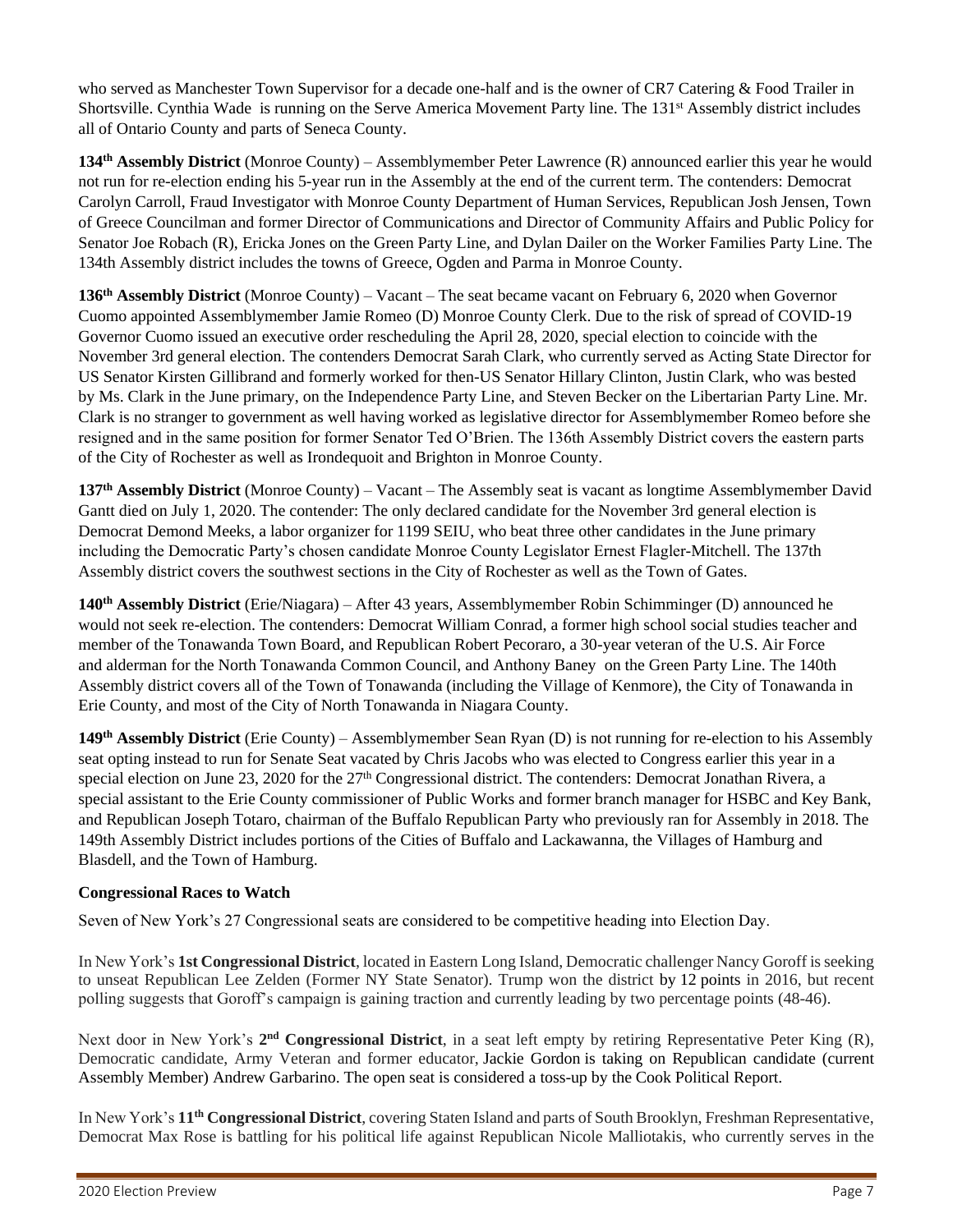who served as Manchester Town Supervisor for a decade one-half and is the owner of CR7 Catering & Food Trailer in Shortsville. Cynthia Wade is running on the Serve America Movement Party line. The 131st Assembly district includes all of Ontario County and parts of Seneca County.

**134th Assembly District** (Monroe County) – Assemblymember Peter Lawrence (R) announced earlier this year he would not run for re-election ending his 5-year run in the Assembly at the end of the current term. The contenders: Democrat Carolyn Carroll, Fraud Investigator with Monroe County Department of Human Services, Republican Josh Jensen, Town of Greece Councilman and former Director of Communications and Director of Community Affairs and Public Policy for Senator Joe Robach (R), Ericka Jones on the Green Party Line, and Dylan Dailer on the Worker Families Party Line. The 134th Assembly district includes the towns of Greece, Ogden and Parma in Monroe County.

**136th Assembly District** (Monroe County) – Vacant – The seat became vacant on February 6, 2020 when Governor Cuomo appointed Assemblymember Jamie Romeo (D) Monroe County Clerk. Due to the risk of spread of COVID-19 Governor Cuomo issued an executive order rescheduling the April 28, 2020, special election to coincide with the November 3rd general election. The contenders Democrat Sarah Clark, who currently served as Acting State Director for US Senator Kirsten Gillibrand and formerly worked for then-US Senator Hillary Clinton, Justin Clark, who was bested by Ms. Clark in the June primary, on the Independence Party Line, and Steven Becker on the Libertarian Party Line. Mr. Clark is no stranger to government as well having worked as legislative director for Assemblymember Romeo before she resigned and in the same position for former Senator Ted O'Brien. The 136th Assembly District covers the eastern parts of the City of Rochester as well as Irondequoit and Brighton in Monroe County.

**137th Assembly District** (Monroe County) – Vacant – The Assembly seat is vacant as longtime Assemblymember David Gantt died on July 1, 2020. The contender: The only declared candidate for the November 3rd general election is Democrat Demond Meeks, a labor organizer for 1199 SEIU, who beat three other candidates in the June primary including the Democratic Party's chosen candidate Monroe County Legislator Ernest Flagler-Mitchell. The 137th Assembly district covers the southwest sections in the City of Rochester as well as the Town of Gates.

**140th Assembly District** (Erie/Niagara) – After 43 years, Assemblymember Robin Schimminger (D) announced he would not seek re-election. The contenders: Democrat William Conrad, a former high school social studies teacher and member of the Tonawanda Town Board, and Republican Robert Pecoraro, a 30-year veteran of the U.S. Air Force and alderman for the North Tonawanda Common Council, and Anthony Baney on the Green Party Line. The 140th Assembly district covers all of the Town of Tonawanda (including the Village of Kenmore), the City of Tonawanda in Erie County, and most of the City of North Tonawanda in Niagara County.

**149th Assembly District** (Erie County) – Assemblymember Sean Ryan (D) is not running for re-election to his Assembly seat opting instead to run for Senate Seat vacated by Chris Jacobs who was elected to Congress earlier this year in a special election on June 23, 2020 for the 27th Congressional district. The contenders: Democrat Jonathan Rivera, a special assistant to the Erie County commissioner of Public Works and former branch manager for HSBC and Key Bank, and Republican Joseph Totaro, chairman of the Buffalo Republican Party who previously ran for Assembly in 2018. The 149th Assembly District includes portions of the Cities of Buffalo and Lackawanna, the Villages of Hamburg and Blasdell, and the Town of Hamburg.

### Congressional Races to Watch

Seven of New York's 27 Congressional seats are considered to be competitive heading into Election Day.

In New York's **1st Congressional District**, located in Eastern Long Island, Democratic challenger Nancy Goroff is seeking to unseat Republican Lee Zelden (Former NY State Senator). Trump won the district by 12 points in 2016, but recent polling suggests that Goroff's campaign is gaining traction and currently leading by two percentage points (48-46).

Next door in New York's **2nd Congressional District**, in a seat left empty by retiring Representative Peter King (R), Democratic candidate, Army Veteran and former educator, Jackie Gordon is taking on Republican candidate (current Assembly Member) Andrew Garbarino. The open seat is considered a toss-up by the Cook Political Report.

In New York's **11th Congressional District**, covering Staten Island and parts of South Brooklyn, Freshman Representative, Democrat Max Rose is battling for his political life against Republican Nicole Malliotakis, who currently serves in the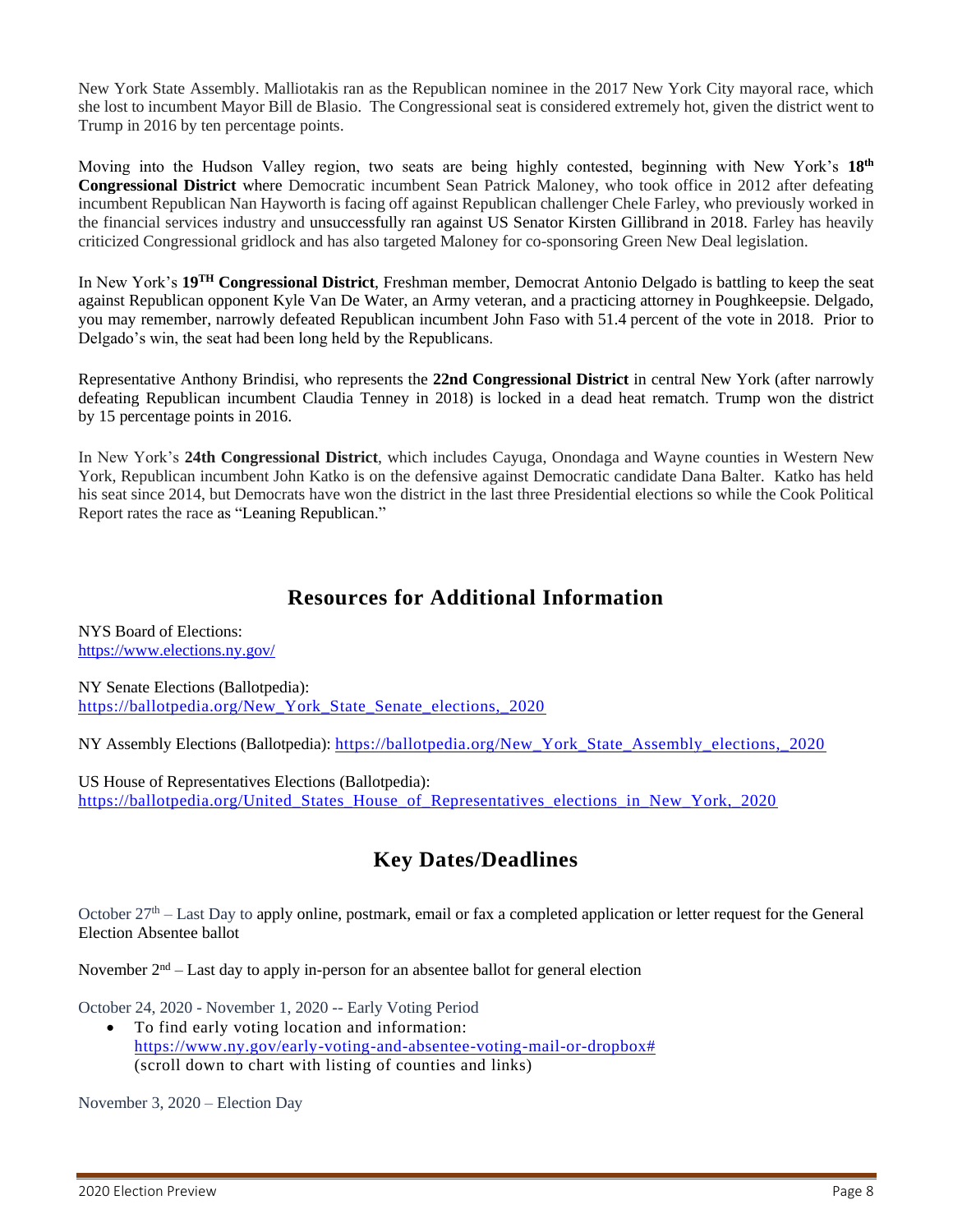New York State Assembly. Malliotakis ran as the Republican nominee in the 2017 New York City mayoral race, which she lost to incumbent Mayor Bill de Blasio. The Congressional seat is considered extremely hot, given the district went to Trump in 2016 by ten percentage points.

Moving into the Hudson Valley region, two seats are being highly contested, beginning with New York's **18th Congressional District** where Democratic incumbent Sean Patrick Maloney, who took office in 2012 after defeating incumbent Republican Nan Hayworth is facing off against Republican challenger Chele Farley, who previously worked in the financial services industry and unsuccessfully ran against US Senator Kirsten Gillibrand in 2018. Farley has heavily criticized Congressional gridlock and has also targeted Maloney for co-sponsoring Green New Deal legislation.

In New York's **19TH Congressional District**, Freshman member, Democrat Antonio Delgado is battling to keep the seat against Republican opponent Kyle Van De Water, an Army veteran, and a practicing attorney in Poughkeepsie. Delgado, you may remember, narrowly defeated Republican incumbent John Faso with 51.4 percent of the vote in 2018. Prior to Delgado's win, the seat had been long held by the Republicans.

Representative Anthony Brindisi, who represents the **22nd Congressional District** in central New York (after narrowly defeating Republican incumbent Claudia Tenney in 2018) is locked in a dead heat rematch. Trump won the district by 15 percentage points in 2016.

In New York's **24th Congressional District**, which includes Cayuga, Onondaga and Wayne counties in Western New York, Republican incumbent John Katko is on the defensive against Democratic candidate Dana Balter. Katko has held his seat since 2014, but Democrats have won the district in the last three Presidential elections so while the Cook Political Report rates the race as "Leaning Republican."

## Resources for Additional Information

NYS Board of Elections:
https://www.elections.ny.gov/

NY Senate Elections (Ballotpedia):
https://ballotpedia.org/New_York_State_Senate_elections,_2020

NY Assembly Elections (Ballotpedia): https://ballotpedia.org/New_York_State_Assembly_elections,_2020

US House of Representatives Elections (Ballotpedia):
https://ballotpedia.org/United_States_House_of_Representatives_elections_in_New_York,_2020

## Key Dates/Deadlines

October 27th – Last Day to apply online, postmark, email or fax a completed application or letter request for the General Election Absentee ballot

November 2nd – Last day to apply in-person for an absentee ballot for general election

October 24, 2020 - November 1, 2020 -- Early Voting Period

- To find early voting location and information: https://www.ny.gov/early-voting-and-absentee-voting-mail-or-dropbox# (scroll down to chart with listing of counties and links)

November 3, 2020 – Election Day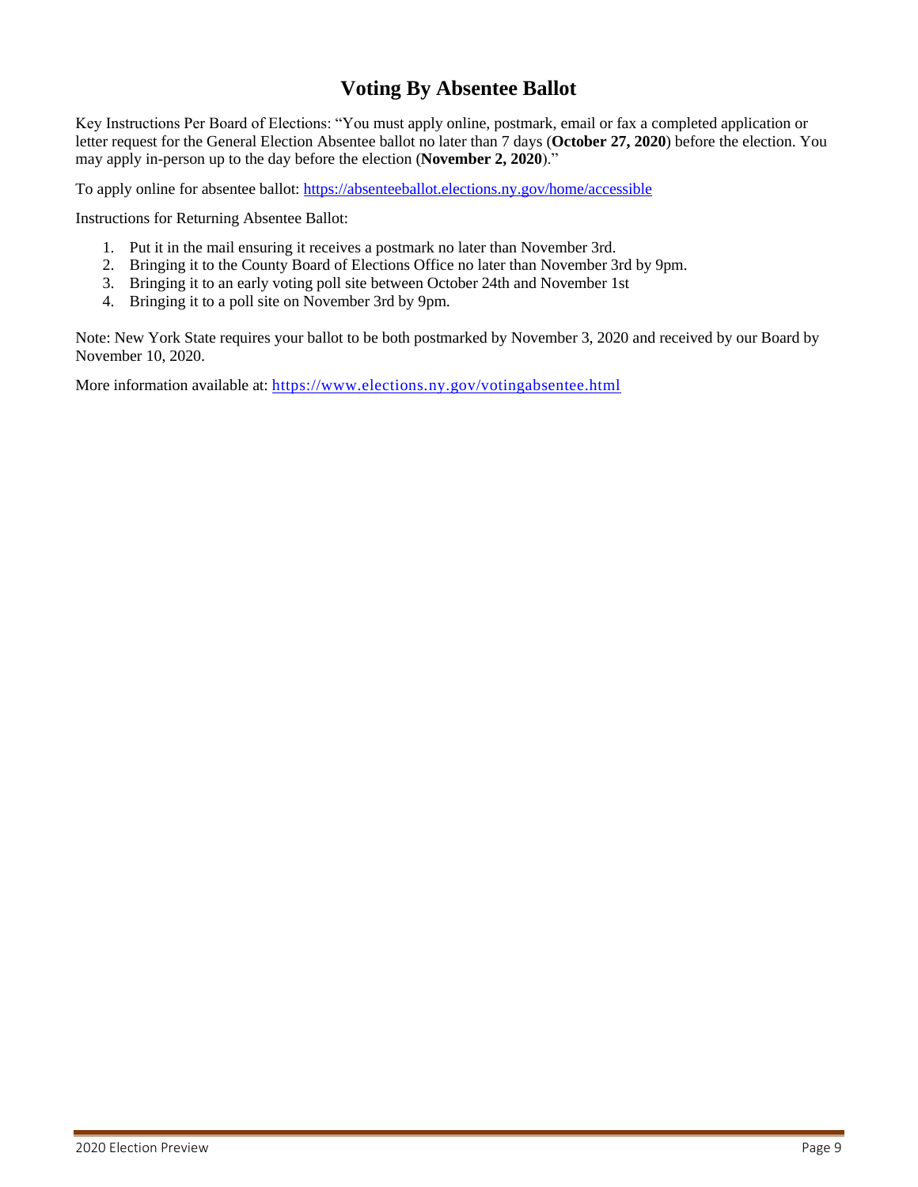# Voting By Absentee Ballot

Key Instructions Per Board of Elections: "You must apply online, postmark, email or fax a completed application or letter request for the General Election Absentee ballot no later than 7 days (**October 27, 2020**) before the election. You may apply in-person up to the day before the election (**November 2, 2020**)."

To apply online for absentee ballot: https://absenteeballot.elections.ny.gov/home/accessible

Instructions for Returning Absentee Ballot:

1. Put it in the mail ensuring it receives a postmark no later than November 3rd.
2. Bringing it to the County Board of Elections Office no later than November 3rd by 9pm.
3. Bringing it to an early voting poll site between October 24th and November 1st
4. Bringing it to a poll site on November 3rd by 9pm.

Note: New York State requires your ballot to be both postmarked by November 3, 2020 and received by our Board by November 10, 2020.

More information available at: https://www.elections.ny.gov/votingabsentee.html